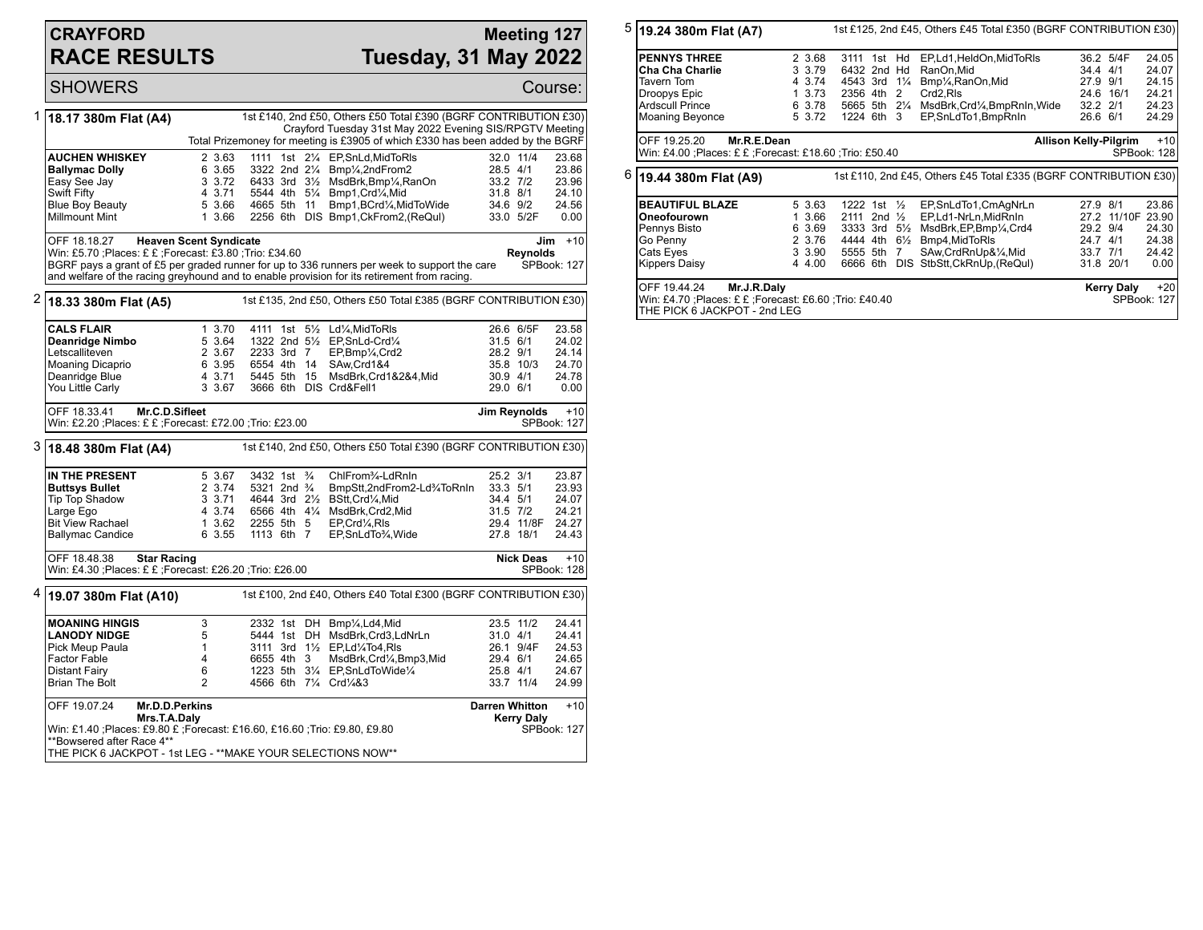# CRAYFORD RACE RESULTS

## Meeting 127 — Tuesday, 31 May 2022

SHOWERS — Course:

### 1 — 18.17 380m Flat (A4)

1st £140, 2nd £50, Others £50 Total £390 (BGRF CONTRIBUTION £30)
Crayford Tuesday 31st May 2022 Evening SIS/RPGTV Meeting
Total Prizemoney for meeting is £3905 of which £330 has been added by the BGRF

| Greyhound | Trap | Sectional | Bends | Pos | Dist | Remarks | Weight | SP | Time |
|---|---|---|---|---|---|---|---|---|---|
| **AUCHEN WHISKEY** | 2 | 3.63 | 1111 | 1st | 2¼ | EP,SnLd,MidToRls | 32.0 | 11/4 | 23.68 |
| **Ballymac Dolly** | 6 | 3.65 | 3322 | 2nd | 2¼ | Bmp¼,2ndFrom2 | 28.5 | 4/1 | 23.86 |
| Easy See Jay | 3 | 3.72 | 6433 | 3rd | 3½ | MsdBrk,Bmp¼,RanOn | 33.2 | 7/2 | 23.96 |
| Swift Fifty | 4 | 3.71 | 5544 | 4th | 5¼ | Bmp1,Crd¼,Mid | 31.8 | 8/1 | 24.10 |
| Blue Boy Beauty | 5 | 3.66 | 4665 | 5th | 11 | Bmp1,BCrd¼,MidToWide | 34.6 | 9/2 | 24.56 |
| Millmount Mint | 1 | 3.66 | 2256 | 6th | DIS | Bmp1,CkFrom2,(ReQul) | 33.0 | 5/2F | 0.00 |

OFF 18.18.27 **Heaven Scent Syndicate** — **Jim Reynolds** +10
Win: £5.70 ;Places: £ £ ;Forecast: £3.80 ;Trio: £34.60 — SPBook: 127
BGRF pays a grant of £5 per graded runner for up to 336 runners per week to support the care and welfare of the racing greyhound and to enable provision for its retirement from racing.

### 2 — 18.33 380m Flat (A5)

1st £135, 2nd £50, Others £50 Total £385 (BGRF CONTRIBUTION £30)

| Greyhound | Trap | Sectional | Bends | Pos | Dist | Remarks | Weight | SP | Time |
|---|---|---|---|---|---|---|---|---|---|
| **CALS FLAIR** | 1 | 3.70 | 4111 | 1st | 5½ | Ld¼,MidToRls | 26.6 | 6/5F | 23.58 |
| **Deanridge Nimbo** | 5 | 3.64 | 1322 | 2nd | 5½ | EP,SnLd-Crd¼ | 31.5 | 6/1 | 24.02 |
| Letscalliteven | 2 | 3.67 | 2233 | 3rd | 7 | EP,Bmp¼,Crd2 | 28.2 | 9/1 | 24.14 |
| Moaning Dicaprio | 6 | 3.95 | 6554 | 4th | 14 | SAw,Crd1&4 | 35.8 | 10/3 | 24.70 |
| Deanridge Blue | 4 | 3.71 | 5445 | 5th | 15 | MsdBrk,Crd1&2&4,Mid | 30.9 | 4/1 | 24.78 |
| You Little Carly | 3 | 3.67 | 3666 | 6th | DIS | Crd&Fell1 | 29.0 | 6/1 | 0.00 |

OFF 18.33.41 **Mr.C.D.Sifleet** — **Jim Reynolds** +10
Win: £2.20 ;Places: £ £ ;Forecast: £72.00 ;Trio: £23.00 — SPBook: 127

### 3 — 18.48 380m Flat (A4)

1st £140, 2nd £50, Others £50 Total £390 (BGRF CONTRIBUTION £30)

| Greyhound | Trap | Sectional | Bends | Pos | Dist | Remarks | Weight | SP | Time |
|---|---|---|---|---|---|---|---|---|---|
| **IN THE PRESENT** | 5 | 3.67 | 3432 | 1st | ¾ | ChlFrom¾-LdRnIn | 25.2 | 3/1 | 23.87 |
| **Buttsys Bullet** | 2 | 3.74 | 5321 | 2nd | ¾ | BmpStt,2ndFrom2-Ld¾ToRnIn | 33.3 | 5/1 | 23.93 |
| Tip Top Shadow | 3 | 3.71 | 4644 | 3rd | 2½ | BStt,Crd¼,Mid | 34.4 | 5/1 | 24.07 |
| Large Ego | 4 | 3.74 | 6566 | 4th | 4¼ | MsdBrk,Crd2,Mid | 31.5 | 7/2 | 24.21 |
| Bit View Rachael | 1 | 3.62 | 2255 | 5th | 5 | EP,Crd¼,Rls | 29.4 | 11/8F | 24.27 |
| Ballymac Candice | 6 | 3.55 | 1113 | 6th | 7 | EP,SnLdTo¾,Wide | 27.8 | 18/1 | 24.43 |

OFF 18.48.38 **Star Racing** — **Nick Deas** +10
Win: £4.30 ;Places: £ £ ;Forecast: £26.20 ;Trio: £26.00 — SPBook: 128

### 4 — 19.07 380m Flat (A10)

1st £100, 2nd £40, Others £40 Total £300 (BGRF CONTRIBUTION £30)

| Greyhound | Trap | Sectional | Bends | Pos | Dist | Remarks | Weight | SP | Time |
|---|---|---|---|---|---|---|---|---|---|
| **MOANING HINGIS** | 3 | | 2332 | 1st | DH | Bmp¼,Ld4,Mid | 23.5 | 11/2 | 24.41 |
| **LANODY NIDGE** | 5 | | 5444 | 1st | DH | MsdBrk,Crd3,LdNrLn | 31.0 | 4/1 | 24.41 |
| Pick Meup Paula | 1 | | 3111 | 3rd | 1½ | EP,Ld¼To4,Rls | 26.1 | 9/4F | 24.53 |
| Factor Fable | 4 | | 6655 | 4th | 3 | MsdBrk,Crd¼,Bmp3,Mid | 29.4 | 6/1 | 24.65 |
| Distant Fairy | 6 | | 1223 | 5th | 3¼ | EP,SnLdToWide¼ | 25.8 | 4/1 | 24.67 |
| Brian The Bolt | 2 | | 4566 | 6th | 7¼ | Crd¼&3 | 33.7 | 11/4 | 24.99 |

OFF 19.07.24 **Mr.D.D.Perkins** / **Mrs.T.A.Daly** — **Darren Whitton** / **Kerry Daly** +10
Win: £1.40 ;Places: £9.80 £ ;Forecast: £16.60, £16.60 ;Trio: £9.80, £9.80 — SPBook: 127
**Bowsered after Race 4**
THE PICK 6 JACKPOT - 1st LEG - **MAKE YOUR SELECTIONS NOW**

### 5 — 19.24 380m Flat (A7)

1st £125, 2nd £45, Others £45 Total £350 (BGRF CONTRIBUTION £30)

| Greyhound | Trap | Sectional | Bends | Pos | Dist | Remarks | Weight | SP | Time |
|---|---|---|---|---|---|---|---|---|---|
| **PENNYS THREE** | 2 | 3.68 | 3111 | 1st | Hd | EP,Ld1,HeldOn,MidToRls | 36.2 | 5/4F | 24.05 |
| **Cha Cha Charlie** | 3 | 3.79 | 6432 | 2nd | Hd | RanOn,Mid | 34.4 | 4/1 | 24.07 |
| Tavern Tom | 4 | 3.74 | 4543 | 3rd | 1¼ | Bmp¼,RanOn,Mid | 27.9 | 9/1 | 24.15 |
| Droopys Epic | 1 | 3.73 | 2356 | 4th | 2 | Crd2,Rls | 24.6 | 16/1 | 24.21 |
| Ardscull Prince | 6 | 3.78 | 5665 | 5th | 2¼ | MsdBrk,Crd¼,BmpRnIn,Wide | 32.2 | 2/1 | 24.23 |
| Moaning Beyonce | 5 | 3.72 | 1224 | 6th | 3 | EP,SnLdTo1,BmpRnIn | 26.6 | 6/1 | 24.29 |

OFF 19.25.20 **Mr.R.E.Dean** — **Allison Kelly-Pilgrim** +10
Win: £4.00 ;Places: £ £ ;Forecast: £18.60 ;Trio: £50.40 — SPBook: 128

### 6 — 19.44 380m Flat (A9)

1st £110, 2nd £45, Others £45 Total £335 (BGRF CONTRIBUTION £30)

| Greyhound | Trap | Sectional | Bends | Pos | Dist | Remarks | Weight | SP | Time |
|---|---|---|---|---|---|---|---|---|---|
| **BEAUTIFUL BLAZE** | 5 | 3.63 | 1222 | 1st | ½ | EP,SnLdTo1,CmAgNrLn | 27.9 | 8/1 | 23.86 |
| **Oneofourown** | 1 | 3.66 | 2111 | 2nd | ½ | EP,Ld1-NrLn,MidRnIn | 27.2 | 11/10F | 23.90 |
| Pennys Bisto | 6 | 3.69 | 3333 | 3rd | 5½ | MsdBrk,EP,Bmp¼,Crd4 | 29.2 | 9/4 | 24.30 |
| Go Penny | 2 | 3.76 | 4444 | 4th | 6½ | Bmp4,MidToRls | 24.7 | 4/1 | 24.38 |
| Cats Eyes | 3 | 3.90 | 5555 | 5th | 7 | SAw,CrdRnUp&¼,Mid | 33.7 | 7/1 | 24.42 |
| Kippers Daisy | 4 | 4.00 | 6666 | 6th | DIS | StbStt,CkRnUp,(ReQul) | 31.8 | 20/1 | 0.00 |

OFF 19.44.24 **Mr.J.R.Daly** — **Kerry Daly** +20
Win: £4.70 ;Places: £ £ ;Forecast: £6.60 ;Trio: £40.40 — SPBook: 127
THE PICK 6 JACKPOT - 2nd LEG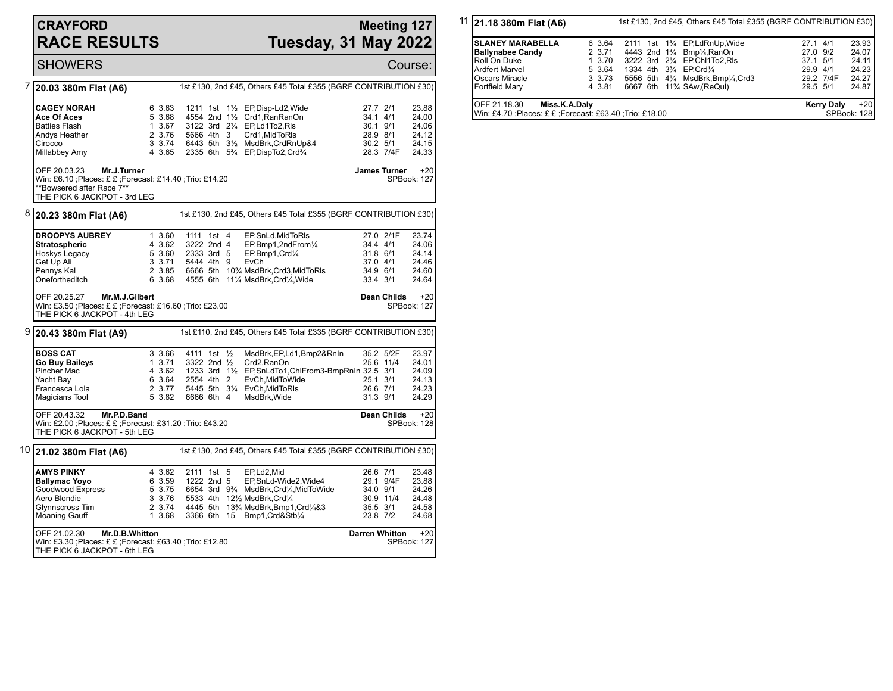# CRAYFORD RACE RESULTS

**Meeting 127**
**Tuesday, 31 May 2022**

SHOWERS — Course:

## 7 — 20.03 380m Flat (A6)

1st £130, 2nd £45, Others £45 Total £355 (BGRF CONTRIBUTION £30)

| | | | | | | | | | |
|---|---|---|---|---|---|---|---|---|---|
| **CAGEY NORAH** | 6 | 3.63 | 1211 | 1st | 1½ | EP,Disp-Ld2,Wide | 27.7 | 2/1 | 23.88 |
| **Ace Of Aces** | 5 | 3.68 | 4554 | 2nd | 1½ | Crd1,RanRanOn | 34.1 | 4/1 | 24.00 |
| Batties Flash | 1 | 3.67 | 3122 | 3rd | 2¼ | EP,Ld1To2,Rls | 30.1 | 9/1 | 24.06 |
| Andys Heather | 2 | 3.76 | 5666 | 4th | 3 | Crd1,MidToRls | 28.9 | 8/1 | 24.12 |
| Cirocco | 3 | 3.74 | 6443 | 5th | 3½ | MsdBrk,CrdRnUp&4 | 30.2 | 5/1 | 24.15 |
| Millabbey Amy | 4 | 3.65 | 2335 | 6th | 5¾ | EP,DispTo2,Crd¾ | 28.3 | 7/4F | 24.33 |

OFF 20.03.23 **Mr.J.Turner** — **James Turner** +20
Win: £6.10 ;Places: £ £ ;Forecast: £14.40 ;Trio: £14.20 — SPBook: 127
**Bowsered after Race 7**
THE PICK 6 JACKPOT - 3rd LEG

## 8 — 20.23 380m Flat (A6)

1st £130, 2nd £45, Others £45 Total £355 (BGRF CONTRIBUTION £30)

| | | | | | | | | | |
|---|---|---|---|---|---|---|---|---|---|
| **DROOPYS AUBREY** | 1 | 3.60 | 1111 | 1st | 4 | EP,SnLd,MidToRls | 27.0 | 2/1F | 23.74 |
| **Stratospheric** | 4 | 3.62 | 3222 | 2nd | 4 | EP,Bmp1,2ndFrom¼ | 34.4 | 4/1 | 24.06 |
| Hoskys Legacy | 5 | 3.60 | 2333 | 3rd | 5 | EP,Bmp1,Crd¼ | 31.8 | 6/1 | 24.14 |
| Get Up Ali | 3 | 3.71 | 5444 | 4th | 9 | EvCh | 37.0 | 4/1 | 24.46 |
| Pennys Kal | 2 | 3.85 | 6666 | 5th | 10¾ | MsdBrk,Crd3,MidToRls | 34.9 | 6/1 | 24.60 |
| Onefortheditch | 6 | 3.68 | 4555 | 6th | 11¼ | MsdBrk,Crd¼,Wide | 33.4 | 3/1 | 24.64 |

OFF 20.25.27 **Mr.M.J.Gilbert** — **Dean Childs** +20
Win: £3.50 ;Places: £ £ ;Forecast: £16.60 ;Trio: £23.00 — SPBook: 127
THE PICK 6 JACKPOT - 4th LEG

## 9 — 20.43 380m Flat (A9)

1st £110, 2nd £45, Others £45 Total £335 (BGRF CONTRIBUTION £30)

| | | | | | | | | | |
|---|---|---|---|---|---|---|---|---|---|
| **BOSS CAT** | 3 | 3.66 | 4111 | 1st | ½ | MsdBrk,EP,Ld1,Bmp2&RnIn | 35.2 | 5/2F | 23.97 |
| **Go Buy Baileys** | 1 | 3.71 | 3322 | 2nd | ½ | Crd2,RanOn | 25.6 | 11/4 | 24.01 |
| Pincher Mac | 4 | 3.62 | 1233 | 3rd | 1½ | EP,SnLdTo1,ChlFrom3-BmpRnIn | 32.5 | 3/1 | 24.09 |
| Yacht Bay | 6 | 3.64 | 2554 | 4th | 2 | EvCh,MidToWide | 25.1 | 3/1 | 24.13 |
| Francesca Lola | 2 | 3.77 | 5445 | 5th | 3¼ | EvCh,MidToRls | 26.6 | 7/1 | 24.23 |
| Magicians Tool | 5 | 3.82 | 6666 | 6th | 4 | MsdBrk,Wide | 31.3 | 9/1 | 24.29 |

OFF 20.43.32 **Mr.P.D.Band** — **Dean Childs** +20
Win: £2.00 ;Places: £ £ ;Forecast: £31.20 ;Trio: £43.20 — SPBook: 128
THE PICK 6 JACKPOT - 5th LEG

## 10 — 21.02 380m Flat (A6)

1st £130, 2nd £45, Others £45 Total £355 (BGRF CONTRIBUTION £30)

| | | | | | | | | | |
|---|---|---|---|---|---|---|---|---|---|
| **AMYS PINKY** | 4 | 3.62 | 2111 | 1st | 5 | EP,Ld2,Mid | 26.6 | 7/1 | 23.48 |
| **Ballymac Yoyo** | 6 | 3.59 | 1222 | 2nd | 5 | EP,SnLd-Wide2,Wide4 | 29.1 | 9/4F | 23.88 |
| Goodwood Express | 5 | 3.75 | 6654 | 3rd | 9¾ | MsdBrk,Crd¼,MidToWide | 34.0 | 9/1 | 24.26 |
| Aero Blondie | 3 | 3.76 | 5533 | 4th | 12½ | MsdBrk,Crd¼ | 30.9 | 11/4 | 24.48 |
| Glynnscross Tim | 2 | 3.74 | 4445 | 5th | 13¾ | MsdBrk,Bmp1,Crd¼&3 | 35.5 | 3/1 | 24.58 |
| Moaning Gauff | 1 | 3.68 | 3366 | 6th | 15 | Bmp1,Crd&Stb¼ | 23.8 | 7/2 | 24.68 |

OFF 21.02.30 **Mr.D.B.Whitton** — **Darren Whitton** +20
Win: £3.30 ;Places: £ £ ;Forecast: £63.40 ;Trio: £12.80 — SPBook: 127
THE PICK 6 JACKPOT - 6th LEG

## 11 — 21.18 380m Flat (A6)

1st £130, 2nd £45, Others £45 Total £355 (BGRF CONTRIBUTION £30)

| | | | | | | | | | |
|---|---|---|---|---|---|---|---|---|---|
| **SLANEY MARABELLA** | 6 | 3.64 | 2111 | 1st | 1¾ | EP,LdRnUp,Wide | 27.1 | 4/1 | 23.93 |
| **Ballynabee Candy** | 2 | 3.71 | 4443 | 2nd | 1¾ | Bmp¼,RanOn | 27.0 | 9/2 | 24.07 |
| Roll On Duke | 1 | 3.70 | 3222 | 3rd | 2¼ | EP,Chl1To2,Rls | 37.1 | 5/1 | 24.11 |
| Ardfert Marvel | 5 | 3.64 | 1334 | 4th | 3¾ | EP,Crd¼ | 29.9 | 4/1 | 24.23 |
| Oscars Miracle | 3 | 3.73 | 5556 | 5th | 4¼ | MsdBrk,Bmp¼,Crd3 | 29.2 | 7/4F | 24.27 |
| Fortfield Mary | 4 | 3.81 | 6667 | 6th | 11¾ | SAw,(ReQul) | 29.5 | 5/1 | 24.87 |

OFF 21.18.30 **Miss.K.A.Daly** — **Kerry Daly** +20
Win: £4.70 ;Places: £ £ ;Forecast: £63.40 ;Trio: £18.00 — SPBook: 128